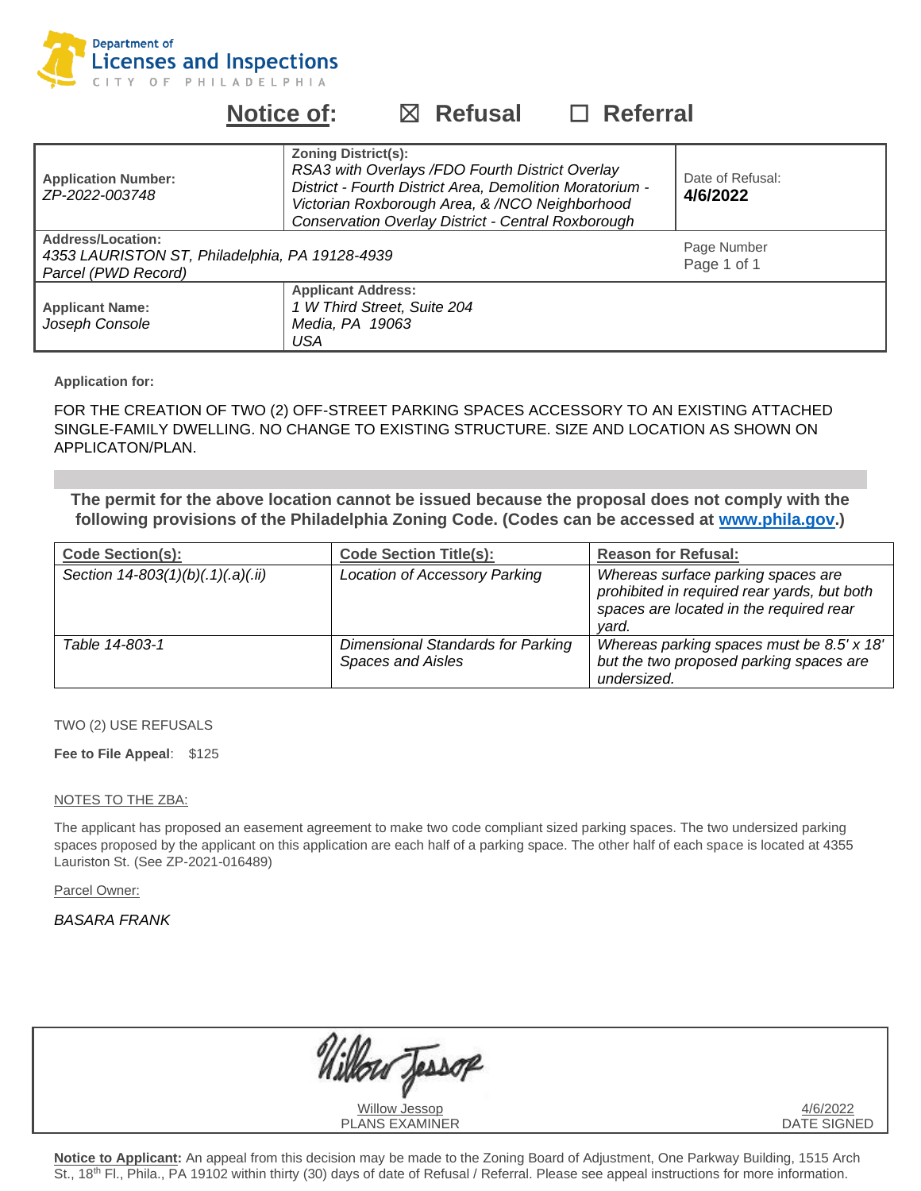Department of
Licenses and Inspections
CITY OF PHILADELPHIA

# Notice of: ☒ Refusal ☐ Referral

| **Application Number:** *ZP-2022-003748* | **Zoning District(s):** *RSA3 with Overlays /FDO Fourth District Overlay District - Fourth District Area, Demolition Moratorium - Victorian Roxborough Area, & /NCO Neighborhood Conservation Overlay District - Central Roxborough* | Date of Refusal: **4/6/2022** |
|---|---|---|
| **Address/Location:** *4353 LAURISTON ST, Philadelphia, PA 19128-4939* *Parcel (PWD Record)* | | Page Number Page 1 of 1 |
| **Applicant Name:** *Joseph Console* | **Applicant Address:** *1 W Third Street, Suite 204* *Media, PA 19063* *USA* | |

**Application for:**

FOR THE CREATION OF TWO (2) OFF-STREET PARKING SPACES ACCESSORY TO AN EXISTING ATTACHED SINGLE-FAMILY DWELLING. NO CHANGE TO EXISTING STRUCTURE. SIZE AND LOCATION AS SHOWN ON APPLICATON/PLAN.

**The permit for the above location cannot be issued because the proposal does not comply with the following provisions of the Philadelphia Zoning Code. (Codes can be accessed at www.phila.gov.)**

| Code Section(s): | Code Section Title(s): | Reason for Refusal: |
|---|---|---|
| *Section 14-803(1)(b)(.1)(.a)(.ii)* | *Location of Accessory Parking* | *Whereas surface parking spaces are prohibited in required rear yards, but both spaces are located in the required rear yard.* |
| *Table 14-803-1* | *Dimensional Standards for Parking Spaces and Aisles* | *Whereas parking spaces must be 8.5' x 18' but the two proposed parking spaces are undersized.* |

TWO (2) USE REFUSALS

**Fee to File Appeal**: $125

NOTES TO THE ZBA:

The applicant has proposed an easement agreement to make two code compliant sized parking spaces. The two undersized parking spaces proposed by the applicant on this application are each half of a parking space. The other half of each space is located at 4355 Lauriston St. (See ZP-2021-016489)

Parcel Owner:

*BASARA FRANK*

Willow Jessop
PLANS EXAMINER

4/6/2022
DATE SIGNED

**Notice to Applicant:** An appeal from this decision may be made to the Zoning Board of Adjustment, One Parkway Building, 1515 Arch St., 18th Fl., Phila., PA 19102 within thirty (30) days of date of Refusal / Referral. Please see appeal instructions for more information.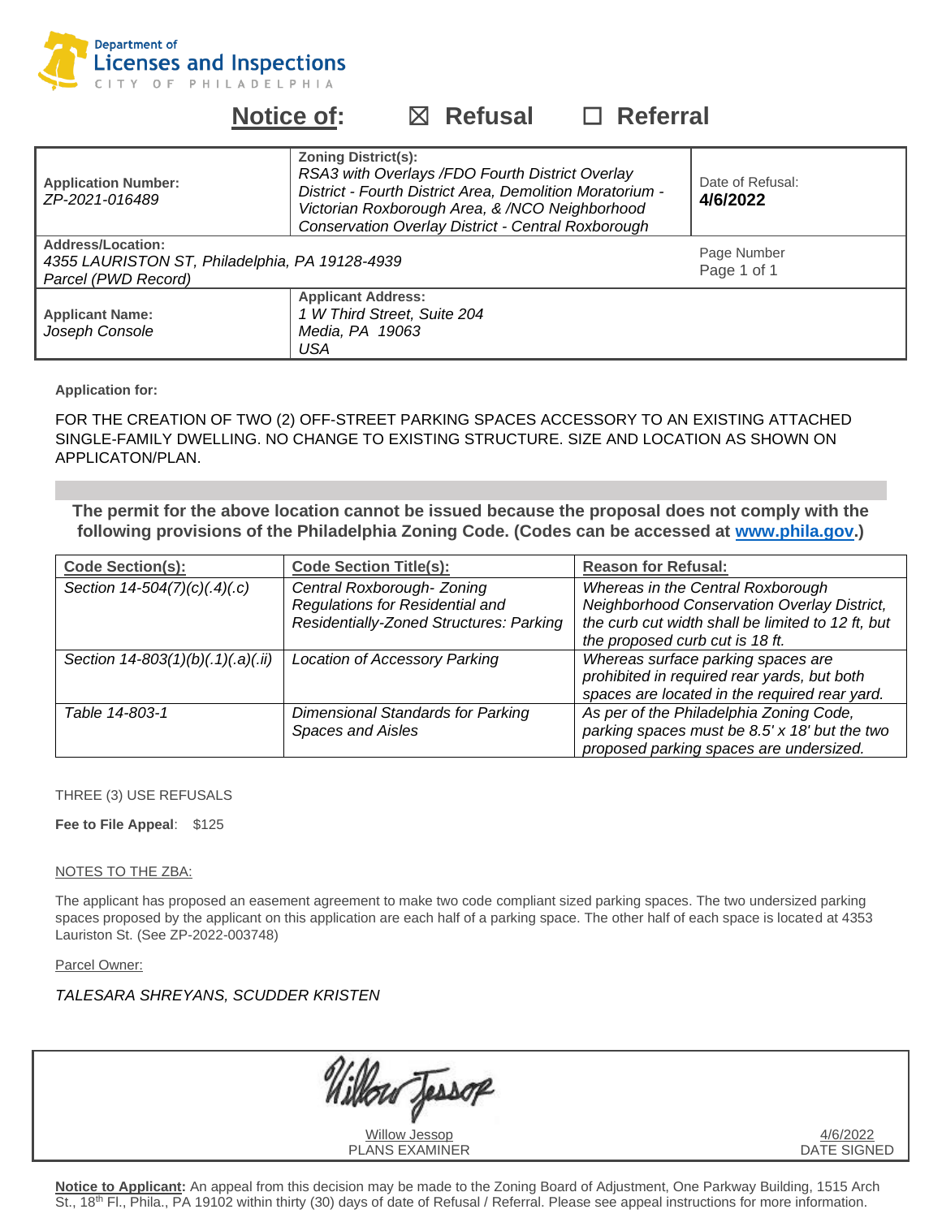Department of
Licenses and Inspections
CITY OF PHILADELPHIA

# Notice of: ☒ Refusal ☐ Referral

| | | |
|---|---|---|
| **Application Number:** *ZP-2021-016489* | **Zoning District(s):** *RSA3 with Overlays /FDO Fourth District Overlay District - Fourth District Area, Demolition Moratorium - Victorian Roxborough Area, & /NCO Neighborhood Conservation Overlay District - Central Roxborough* | Date of Refusal: **4/6/2022** |
| **Address/Location:** *4355 LAURISTON ST, Philadelphia, PA 19128-4939 Parcel (PWD Record)* | | Page Number Page 1 of 1 |
| **Applicant Name:** *Joseph Console* | **Applicant Address:** *1 W Third Street, Suite 204 Media, PA 19063 USA* | |

**Application for:**

FOR THE CREATION OF TWO (2) OFF-STREET PARKING SPACES ACCESSORY TO AN EXISTING ATTACHED SINGLE-FAMILY DWELLING. NO CHANGE TO EXISTING STRUCTURE. SIZE AND LOCATION AS SHOWN ON APPLICATON/PLAN.

**The permit for the above location cannot be issued because the proposal does not comply with the following provisions of the Philadelphia Zoning Code. (Codes can be accessed at www.phila.gov.)**

| Code Section(s): | Code Section Title(s): | Reason for Refusal: |
|---|---|---|
| *Section 14-504(7)(c)(.4)(.c)* | *Central Roxborough- Zoning Regulations for Residential and Residentially-Zoned Structures: Parking* | *Whereas in the Central Roxborough Neighborhood Conservation Overlay District, the curb cut width shall be limited to 12 ft, but the proposed curb cut is 18 ft.* |
| *Section 14-803(1)(b)(.1)(.a)(.ii)* | *Location of Accessory Parking* | *Whereas surface parking spaces are prohibited in required rear yards, but both spaces are located in the required rear yard.* |
| *Table 14-803-1* | *Dimensional Standards for Parking Spaces and Aisles* | *As per of the Philadelphia Zoning Code, parking spaces must be 8.5' x 18' but the two proposed parking spaces are undersized.* |

THREE (3) USE REFUSALS

**Fee to File Appeal**: $125

NOTES TO THE ZBA:

The applicant has proposed an easement agreement to make two code compliant sized parking spaces. The two undersized parking spaces proposed by the applicant on this application are each half of a parking space. The other half of each space is located at 4353 Lauriston St. (See ZP-2022-003748)

Parcel Owner:

*TALESARA SHREYANS, SCUDDER KRISTEN*

Willow Jessop
PLANS EXAMINER

4/6/2022
DATE SIGNED

**Notice to Applicant:** An appeal from this decision may be made to the Zoning Board of Adjustment, One Parkway Building, 1515 Arch St., 18th Fl., Phila., PA 19102 within thirty (30) days of date of Refusal / Referral. Please see appeal instructions for more information.